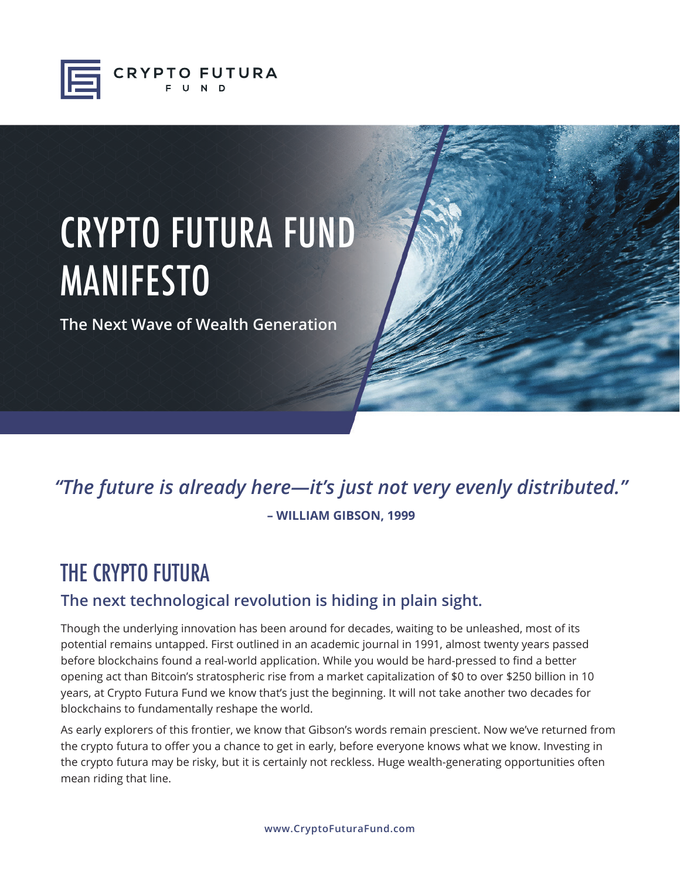CRYPTO FUTURA
FUND

# CRYPTO FUTURA FUND MANIFESTO

**The Next Wave of Wealth Generation**

*"The future is already here—it's just not very evenly distributed."*

**– WILLIAM GIBSON, 1999**

## THE CRYPTO FUTURA

### The next technological revolution is hiding in plain sight.

Though the underlying innovation has been around for decades, waiting to be unleashed, most of its potential remains untapped. First outlined in an academic journal in 1991, almost twenty years passed before blockchains found a real-world application. While you would be hard-pressed to find a better opening act than Bitcoin's stratospheric rise from a market capitalization of $0 to over $250 billion in 10 years, at Crypto Futura Fund we know that's just the beginning. It will not take another two decades for blockchains to fundamentally reshape the world.

As early explorers of this frontier, we know that Gibson's words remain prescient. Now we've returned from the crypto futura to offer you a chance to get in early, before everyone knows what we know. Investing in the crypto futura may be risky, but it is certainly not reckless. Huge wealth-generating opportunities often mean riding that line.

www.CryptoFuturaFund.com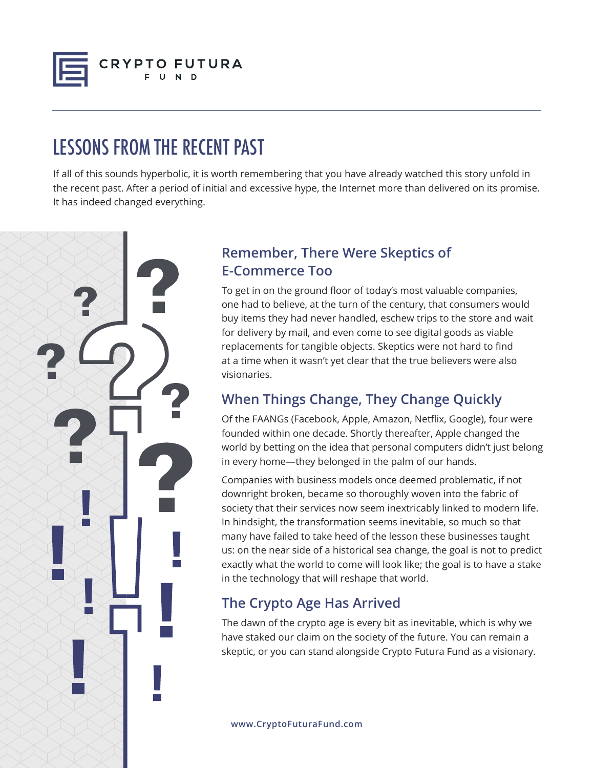# LESSONS FROM THE RECENT PAST

If all of this sounds hyperbolic, it is worth remembering that you have already watched this story unfold in the recent past. After a period of initial and excessive hype, the Internet more than delivered on its promise. It has indeed changed everything.

## Remember, There Were Skeptics of E-Commerce Too

To get in on the ground floor of today's most valuable companies, one had to believe, at the turn of the century, that consumers would buy items they had never handled, eschew trips to the store and wait for delivery by mail, and even come to see digital goods as viable replacements for tangible objects. Skeptics were not hard to find at a time when it wasn't yet clear that the true believers were also visionaries.

## When Things Change, They Change Quickly

Of the FAANGs (Facebook, Apple, Amazon, Netflix, Google), four were founded within one decade. Shortly thereafter, Apple changed the world by betting on the idea that personal computers didn't just belong in every home—they belonged in the palm of our hands.

Companies with business models once deemed problematic, if not downright broken, became so thoroughly woven into the fabric of society that their services now seem inextricably linked to modern life. In hindsight, the transformation seems inevitable, so much so that many have failed to take heed of the lesson these businesses taught us: on the near side of a historical sea change, the goal is not to predict exactly what the world to come will look like; the goal is to have a stake in the technology that will reshape that world.

## The Crypto Age Has Arrived

The dawn of the crypto age is every bit as inevitable, which is why we have staked our claim on the society of the future. You can remain a skeptic, or you can stand alongside Crypto Futura Fund as a visionary.

www.CryptoFuturaFund.com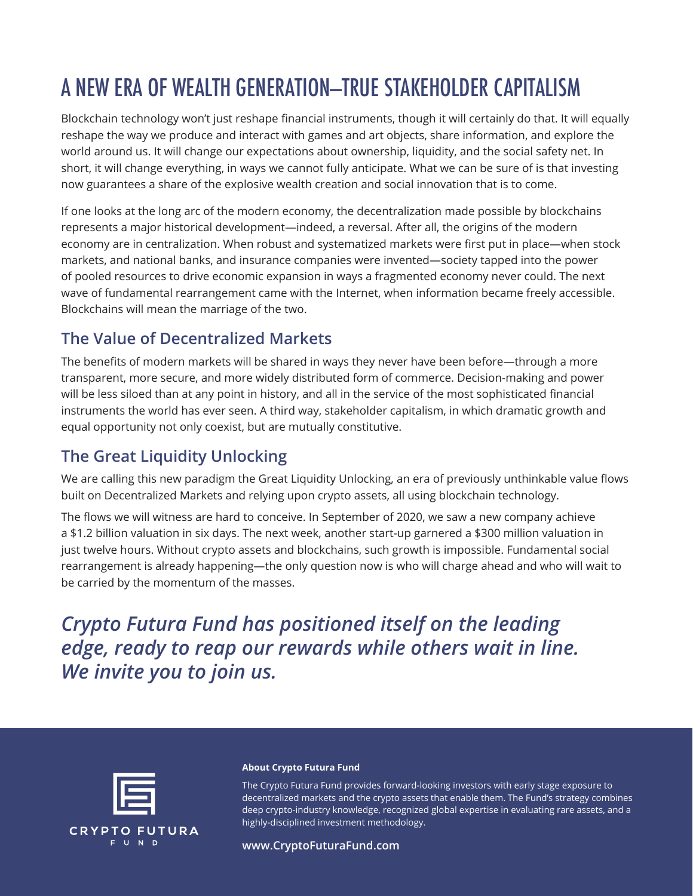# A NEW ERA OF WEALTH GENERATION—TRUE STAKEHOLDER CAPITALISM

Blockchain technology won't just reshape financial instruments, though it will certainly do that. It will equally reshape the way we produce and interact with games and art objects, share information, and explore the world around us. It will change our expectations about ownership, liquidity, and the social safety net. In short, it will change everything, in ways we cannot fully anticipate. What we can be sure of is that investing now guarantees a share of the explosive wealth creation and social innovation that is to come.

If one looks at the long arc of the modern economy, the decentralization made possible by blockchains represents a major historical development—indeed, a reversal. After all, the origins of the modern economy are in centralization. When robust and systematized markets were first put in place—when stock markets, and national banks, and insurance companies were invented—society tapped into the power of pooled resources to drive economic expansion in ways a fragmented economy never could. The next wave of fundamental rearrangement came with the Internet, when information became freely accessible. Blockchains will mean the marriage of the two.

## The Value of Decentralized Markets

The benefits of modern markets will be shared in ways they never have been before—through a more transparent, more secure, and more widely distributed form of commerce. Decision-making and power will be less siloed than at any point in history, and all in the service of the most sophisticated financial instruments the world has ever seen. A third way, stakeholder capitalism, in which dramatic growth and equal opportunity not only coexist, but are mutually constitutive.

## The Great Liquidity Unlocking

We are calling this new paradigm the Great Liquidity Unlocking, an era of previously unthinkable value flows built on Decentralized Markets and relying upon crypto assets, all using blockchain technology.

The flows we will witness are hard to conceive. In September of 2020, we saw a new company achieve a $1.2 billion valuation in six days. The next week, another start-up garnered a $300 million valuation in just twelve hours. Without crypto assets and blockchains, such growth is impossible. Fundamental social rearrangement is already happening—the only question now is who will charge ahead and who will wait to be carried by the momentum of the masses.

***Crypto Futura Fund has positioned itself on the leading edge, ready to reap our rewards while others wait in line. We invite you to join us.***

CRYPTO FUTURA
FUND

**About Crypto Futura Fund**

The Crypto Futura Fund provides forward-looking investors with early stage exposure to decentralized markets and the crypto assets that enable them. The Fund's strategy combines deep crypto-industry knowledge, recognized global expertise in evaluating rare assets, and a highly-disciplined investment methodology.

**www.CryptoFuturaFund.com**